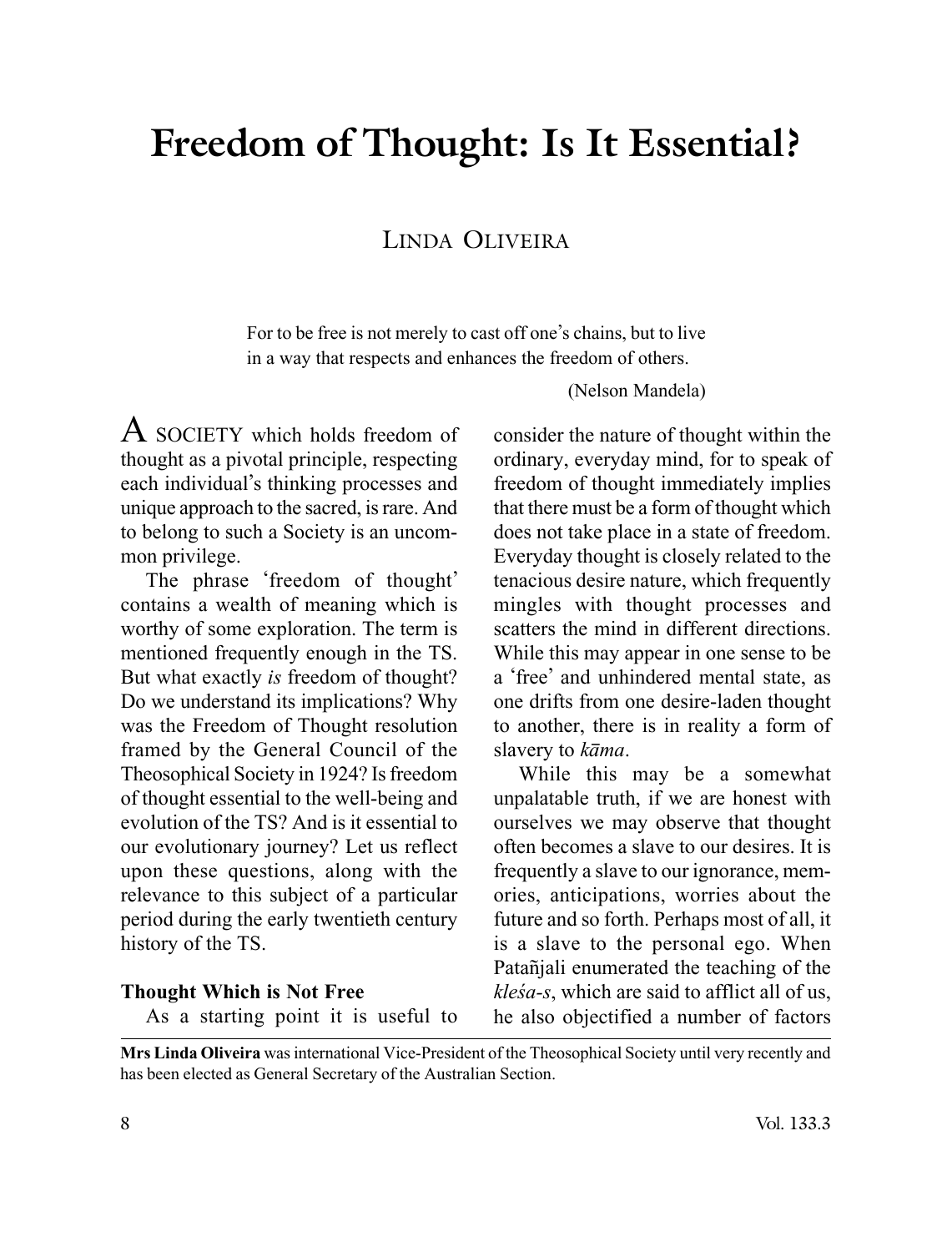# Freedom of Thought: Is It Essential?

LINDA OLIVEIRA

> For to be free is not merely to cast off one's chains, but to live in a way that respects and enhances the freedom of others.
>
> (Nelson Mandela)

A SOCIETY which holds freedom of thought as a pivotal principle, respecting each individual's thinking processes and unique approach to the sacred, is rare. And to belong to such a Society is an uncommon privilege.

The phrase 'freedom of thought' contains a wealth of meaning which is worthy of some exploration. The term is mentioned frequently enough in the TS. But what exactly *is* freedom of thought? Do we understand its implications? Why was the Freedom of Thought resolution framed by the General Council of the Theosophical Society in 1924? Is freedom of thought essential to the well-being and evolution of the TS? And is it essential to our evolutionary journey? Let us reflect upon these questions, along with the relevance to this subject of a particular period during the early twentieth century history of the TS.

**Thought Which is Not Free**

As a starting point it is useful to consider the nature of thought within the ordinary, everyday mind, for to speak of freedom of thought immediately implies that there must be a form of thought which does not take place in a state of freedom. Everyday thought is closely related to the tenacious desire nature, which frequently mingles with thought processes and scatters the mind in different directions. While this may appear in one sense to be a 'free' and unhindered mental state, as one drifts from one desire-laden thought to another, there is in reality a form of slavery to *kāma*.

While this may be a somewhat unpalatable truth, if we are honest with ourselves we may observe that thought often becomes a slave to our desires. It is frequently a slave to our ignorance, memories, anticipations, worries about the future and so forth. Perhaps most of all, it is a slave to the personal ego. When Patañjali enumerated the teaching of the *kleśa-s*, which are said to afflict all of us, he also objectified a number of factors

**Mrs Linda Oliveira** was international Vice-President of the Theosophical Society until very recently and has been elected as General Secretary of the Australian Section.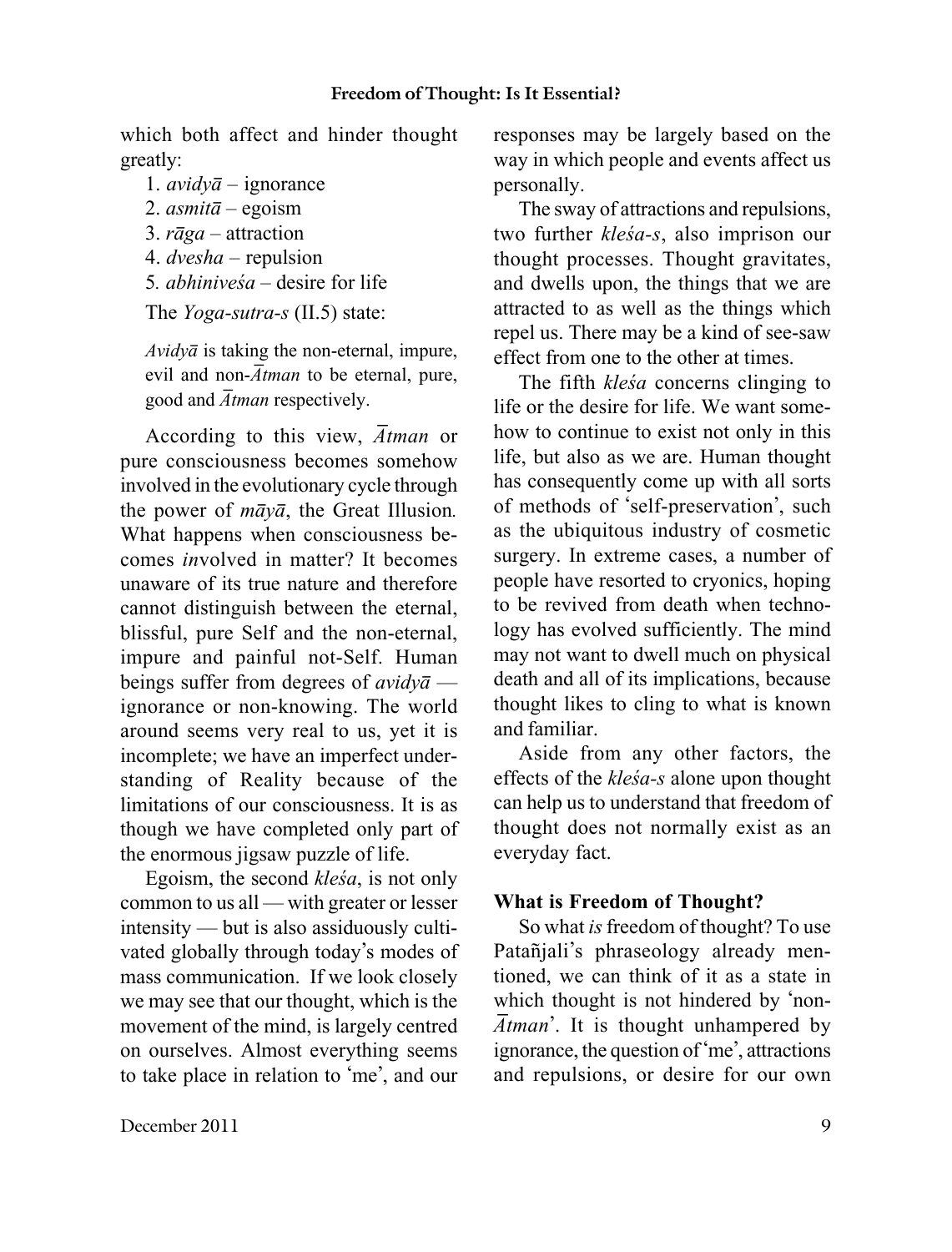which both affect and hinder thought greatly:

1. *avidyā* – ignorance
2. *asmitā* – egoism
3. *rāga* – attraction
4. *dvesha* – repulsion
5. *abhiniveśa* – desire for life

The *Yoga-sutra-s* (II.5) state:

> *Avidyā* is taking the non-eternal, impure, evil and non-*Ātman* to be eternal, pure, good and *Ātman* respectively.

According to this view, *Ātman* or pure consciousness becomes somehow involved in the evolutionary cycle through the power of *māyā*, the Great Illusion. What happens when consciousness becomes *in*volved in matter? It becomes unaware of its true nature and therefore cannot distinguish between the eternal, blissful, pure Self and the non-eternal, impure and painful not-Self. Human beings suffer from degrees of *avidyā* — ignorance or non-knowing. The world around seems very real to us, yet it is incomplete; we have an imperfect understanding of Reality because of the limitations of our consciousness. It is as though we have completed only part of the enormous jigsaw puzzle of life.

Egoism, the second *kleśa*, is not only common to us all — with greater or lesser intensity — but is also assiduously cultivated globally through today's modes of mass communication. If we look closely we may see that our thought, which is the movement of the mind, is largely centred on ourselves. Almost everything seems to take place in relation to 'me', and our responses may be largely based on the way in which people and events affect us personally.

The sway of attractions and repulsions, two further *kleśa-s*, also imprison our thought processes. Thought gravitates, and dwells upon, the things that we are attracted to as well as the things which repel us. There may be a kind of see-saw effect from one to the other at times.

The fifth *kleśa* concerns clinging to life or the desire for life. We want somehow to continue to exist not only in this life, but also as we are. Human thought has consequently come up with all sorts of methods of 'self-preservation', such as the ubiquitous industry of cosmetic surgery. In extreme cases, a number of people have resorted to cryonics, hoping to be revived from death when technology has evolved sufficiently. The mind may not want to dwell much on physical death and all of its implications, because thought likes to cling to what is known and familiar.

Aside from any other factors, the effects of the *kleśa-s* alone upon thought can help us to understand that freedom of thought does not normally exist as an everyday fact.

## What is Freedom of Thought?

So what *is* freedom of thought? To use Patañjali's phraseology already mentioned, we can think of it as a state in which thought is not hindered by 'non-*Ātman*'. It is thought unhampered by ignorance, the question of 'me', attractions and repulsions, or desire for our own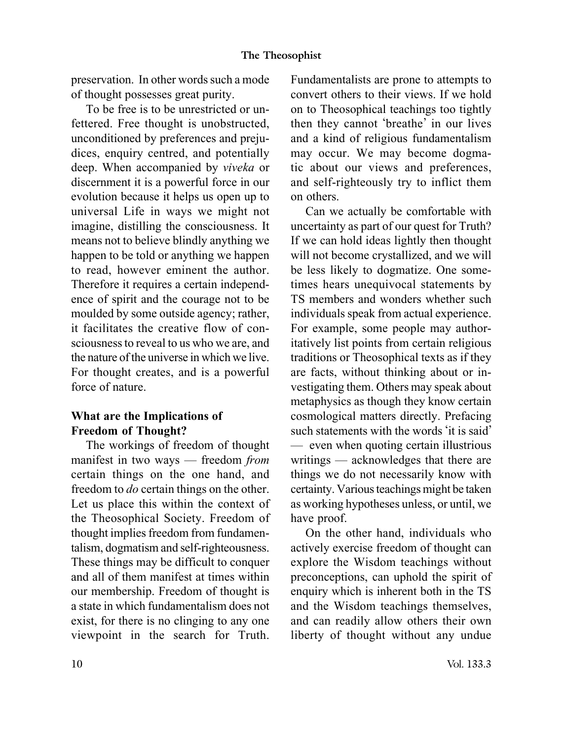preservation. In other words such a mode of thought possesses great purity.

To be free is to be unrestricted or unfettered. Free thought is unobstructed, unconditioned by preferences and prejudices, enquiry centred, and potentially deep. When accompanied by *viveka* or discernment it is a powerful force in our evolution because it helps us open up to universal Life in ways we might not imagine, distilling the consciousness. It means not to believe blindly anything we happen to be told or anything we happen to read, however eminent the author. Therefore it requires a certain independence of spirit and the courage not to be moulded by some outside agency; rather, it facilitates the creative flow of consciousness to reveal to us who we are, and the nature of the universe in which we live. For thought creates, and is a powerful force of nature.

## What are the Implications of Freedom of Thought?

The workings of freedom of thought manifest in two ways — freedom *from* certain things on the one hand, and freedom to *do* certain things on the other. Let us place this within the context of the Theosophical Society. Freedom of thought implies freedom from fundamentalism, dogmatism and self-righteousness. These things may be difficult to conquer and all of them manifest at times within our membership. Freedom of thought is a state in which fundamentalism does not exist, for there is no clinging to any one viewpoint in the search for Truth. Fundamentalists are prone to attempts to convert others to their views. If we hold on to Theosophical teachings too tightly then they cannot 'breathe' in our lives and a kind of religious fundamentalism may occur. We may become dogmatic about our views and preferences, and self-righteously try to inflict them on others.

Can we actually be comfortable with uncertainty as part of our quest for Truth? If we can hold ideas lightly then thought will not become crystallized, and we will be less likely to dogmatize. One sometimes hears unequivocal statements by TS members and wonders whether such individuals speak from actual experience. For example, some people may authoritatively list points from certain religious traditions or Theosophical texts as if they are facts, without thinking about or investigating them. Others may speak about metaphysics as though they know certain cosmological matters directly. Prefacing such statements with the words 'it is said' — even when quoting certain illustrious writings — acknowledges that there are things we do not necessarily know with certainty. Various teachings might be taken as working hypotheses unless, or until, we have proof.

On the other hand, individuals who actively exercise freedom of thought can explore the Wisdom teachings without preconceptions, can uphold the spirit of enquiry which is inherent both in the TS and the Wisdom teachings themselves, and can readily allow others their own liberty of thought without any undue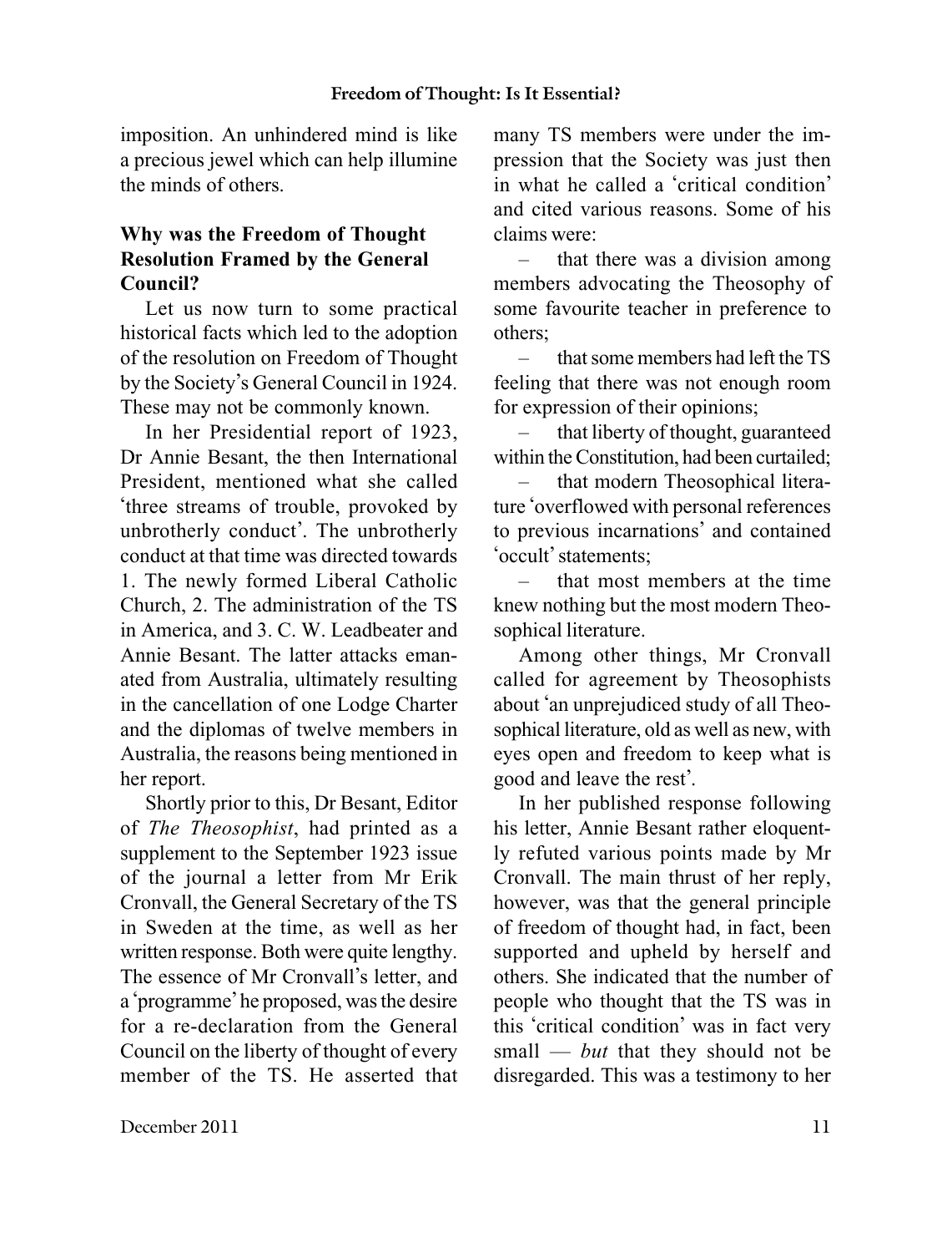imposition. An unhindered mind is like a precious jewel which can help illumine the minds of others.

### Why was the Freedom of Thought Resolution Framed by the General Council?

Let us now turn to some practical historical facts which led to the adoption of the resolution on Freedom of Thought by the Society's General Council in 1924. These may not be commonly known.

In her Presidential report of 1923, Dr Annie Besant, the then International President, mentioned what she called 'three streams of trouble, provoked by unbrotherly conduct'. The unbrotherly conduct at that time was directed towards 1. The newly formed Liberal Catholic Church, 2. The administration of the TS in America, and 3. C. W. Leadbeater and Annie Besant. The latter attacks emanated from Australia, ultimately resulting in the cancellation of one Lodge Charter and the diplomas of twelve members in Australia, the reasons being mentioned in her report.

Shortly prior to this, Dr Besant, Editor of *The Theosophist*, had printed as a supplement to the September 1923 issue of the journal a letter from Mr Erik Cronvall, the General Secretary of the TS in Sweden at the time, as well as her written response. Both were quite lengthy. The essence of Mr Cronvall's letter, and a 'programme' he proposed, was the desire for a re-declaration from the General Council on the liberty of thought of every member of the TS. He asserted that many TS members were under the impression that the Society was just then in what he called a 'critical condition' and cited various reasons. Some of his claims were:

– that there was a division among members advocating the Theosophy of some favourite teacher in preference to others;

– that some members had left the TS feeling that there was not enough room for expression of their opinions;

– that liberty of thought, guaranteed within the Constitution, had been curtailed;

– that modern Theosophical literature 'overflowed with personal references to previous incarnations' and contained 'occult' statements;

– that most members at the time knew nothing but the most modern Theosophical literature.

Among other things, Mr Cronvall called for agreement by Theosophists about 'an unprejudiced study of all Theosophical literature, old as well as new, with eyes open and freedom to keep what is good and leave the rest'.

In her published response following his letter, Annie Besant rather eloquently refuted various points made by Mr Cronvall. The main thrust of her reply, however, was that the general principle of freedom of thought had, in fact, been supported and upheld by herself and others. She indicated that the number of people who thought that the TS was in this 'critical condition' was in fact very small — *but* that they should not be disregarded. This was a testimony to her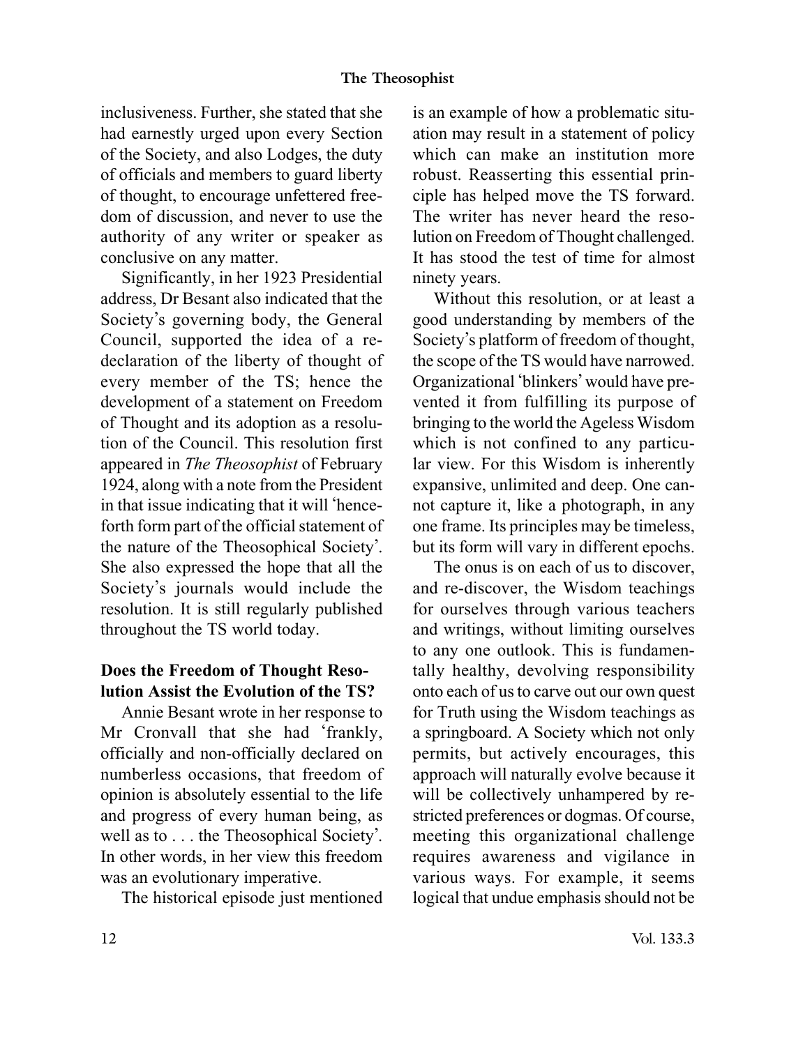inclusiveness. Further, she stated that she had earnestly urged upon every Section of the Society, and also Lodges, the duty of officials and members to guard liberty of thought, to encourage unfettered freedom of discussion, and never to use the authority of any writer or speaker as conclusive on any matter.

Significantly, in her 1923 Presidential address, Dr Besant also indicated that the Society's governing body, the General Council, supported the idea of a re-declaration of the liberty of thought of every member of the TS; hence the development of a statement on Freedom of Thought and its adoption as a resolution of the Council. This resolution first appeared in *The Theosophist* of February 1924, along with a note from the President in that issue indicating that it will 'henceforth form part of the official statement of the nature of the Theosophical Society'. She also expressed the hope that all the Society's journals would include the resolution. It is still regularly published throughout the TS world today.

## Does the Freedom of Thought Resolution Assist the Evolution of the TS?

Annie Besant wrote in her response to Mr Cronvall that she had 'frankly, officially and non-officially declared on numberless occasions, that freedom of opinion is absolutely essential to the life and progress of every human being, as well as to . . . the Theosophical Society'. In other words, in her view this freedom was an evolutionary imperative.

The historical episode just mentioned is an example of how a problematic situation may result in a statement of policy which can make an institution more robust. Reasserting this essential principle has helped move the TS forward. The writer has never heard the resolution on Freedom of Thought challenged. It has stood the test of time for almost ninety years.

Without this resolution, or at least a good understanding by members of the Society's platform of freedom of thought, the scope of the TS would have narrowed. Organizational 'blinkers' would have prevented it from fulfilling its purpose of bringing to the world the Ageless Wisdom which is not confined to any particular view. For this Wisdom is inherently expansive, unlimited and deep. One cannot capture it, like a photograph, in any one frame. Its principles may be timeless, but its form will vary in different epochs.

The onus is on each of us to discover, and re-discover, the Wisdom teachings for ourselves through various teachers and writings, without limiting ourselves to any one outlook. This is fundamentally healthy, devolving responsibility onto each of us to carve out our own quest for Truth using the Wisdom teachings as a springboard. A Society which not only permits, but actively encourages, this approach will naturally evolve because it will be collectively unhampered by restricted preferences or dogmas. Of course, meeting this organizational challenge requires awareness and vigilance in various ways. For example, it seems logical that undue emphasis should not be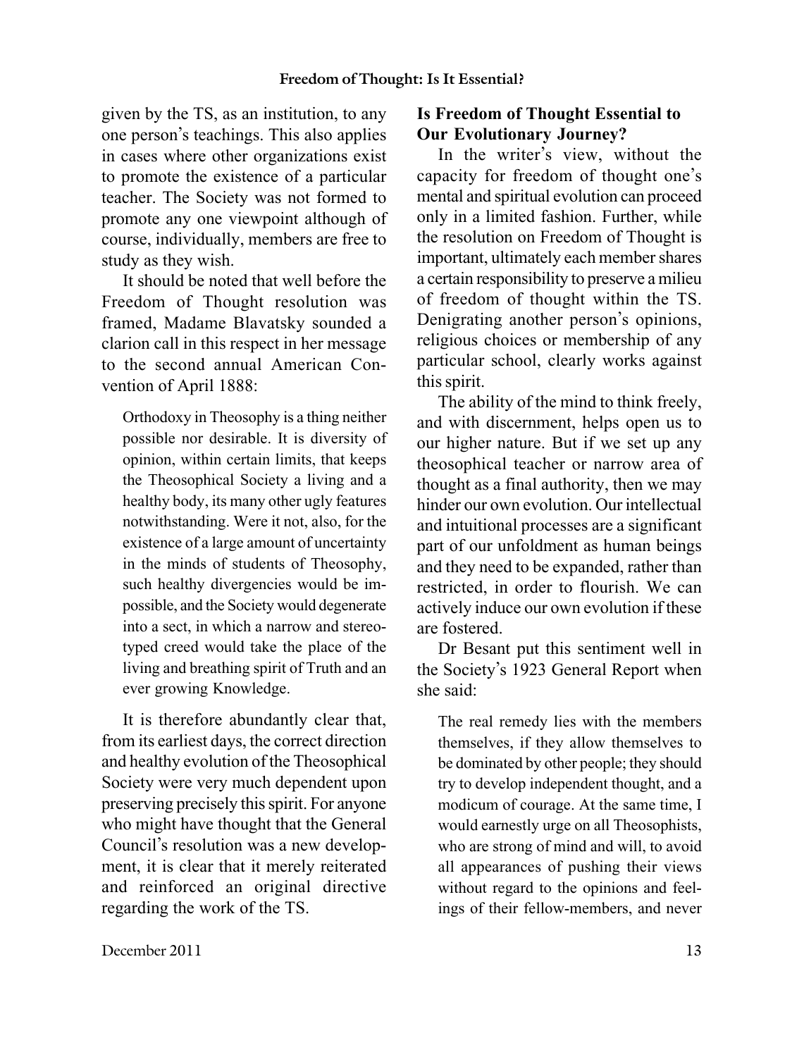given by the TS, as an institution, to any one person's teachings. This also applies in cases where other organizations exist to promote the existence of a particular teacher. The Society was not formed to promote any one viewpoint although of course, individually, members are free to study as they wish.

It should be noted that well before the Freedom of Thought resolution was framed, Madame Blavatsky sounded a clarion call in this respect in her message to the second annual American Convention of April 1888:

> Orthodoxy in Theosophy is a thing neither possible nor desirable. It is diversity of opinion, within certain limits, that keeps the Theosophical Society a living and a healthy body, its many other ugly features notwithstanding. Were it not, also, for the existence of a large amount of uncertainty in the minds of students of Theosophy, such healthy divergencies would be impossible, and the Society would degenerate into a sect, in which a narrow and stereotyped creed would take the place of the living and breathing spirit of Truth and an ever growing Knowledge.

It is therefore abundantly clear that, from its earliest days, the correct direction and healthy evolution of the Theosophical Society were very much dependent upon preserving precisely this spirit. For anyone who might have thought that the General Council's resolution was a new development, it is clear that it merely reiterated and reinforced an original directive regarding the work of the TS.

## Is Freedom of Thought Essential to Our Evolutionary Journey?

In the writer's view, without the capacity for freedom of thought one's mental and spiritual evolution can proceed only in a limited fashion. Further, while the resolution on Freedom of Thought is important, ultimately each member shares a certain responsibility to preserve a milieu of freedom of thought within the TS. Denigrating another person's opinions, religious choices or membership of any particular school, clearly works against this spirit.

The ability of the mind to think freely, and with discernment, helps open us to our higher nature. But if we set up any theosophical teacher or narrow area of thought as a final authority, then we may hinder our own evolution. Our intellectual and intuitional processes are a significant part of our unfoldment as human beings and they need to be expanded, rather than restricted, in order to flourish. We can actively induce our own evolution if these are fostered.

Dr Besant put this sentiment well in the Society's 1923 General Report when she said:

> The real remedy lies with the members themselves, if they allow themselves to be dominated by other people; they should try to develop independent thought, and a modicum of courage. At the same time, I would earnestly urge on all Theosophists, who are strong of mind and will, to avoid all appearances of pushing their views without regard to the opinions and feelings of their fellow-members, and never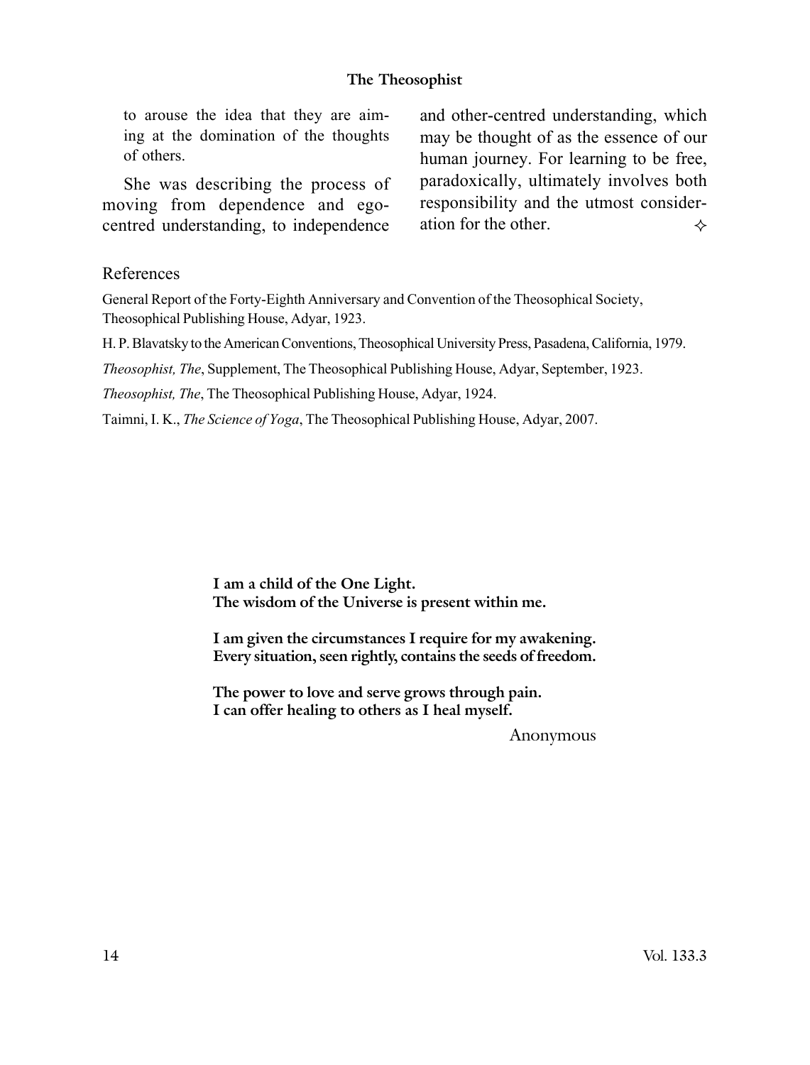to arouse the idea that they are aiming at the domination of the thoughts of others.

She was describing the process of moving from dependence and ego-centred understanding, to independence and other-centred understanding, which may be thought of as the essence of our human journey. For learning to be free, paradoxically, ultimately involves both responsibility and the utmost consideration for the other. ✧

## References

General Report of the Forty-Eighth Anniversary and Convention of the Theosophical Society, Theosophical Publishing House, Adyar, 1923.

H. P. Blavatsky to the American Conventions, Theosophical University Press, Pasadena, California, 1979.

*Theosophist, The*, Supplement, The Theosophical Publishing House, Adyar, September, 1923.

*Theosophist, The*, The Theosophical Publishing House, Adyar, 1924.

Taimni, I. K., *The Science of Yoga*, The Theosophical Publishing House, Adyar, 2007.

**I am a child of the One Light.**
**The wisdom of the Universe is present within me.**

**I am given the circumstances I require for my awakening.**
**Every situation, seen rightly, contains the seeds of freedom.**

**The power to love and serve grows through pain.**
**I can offer healing to others as I heal myself.**

Anonymous